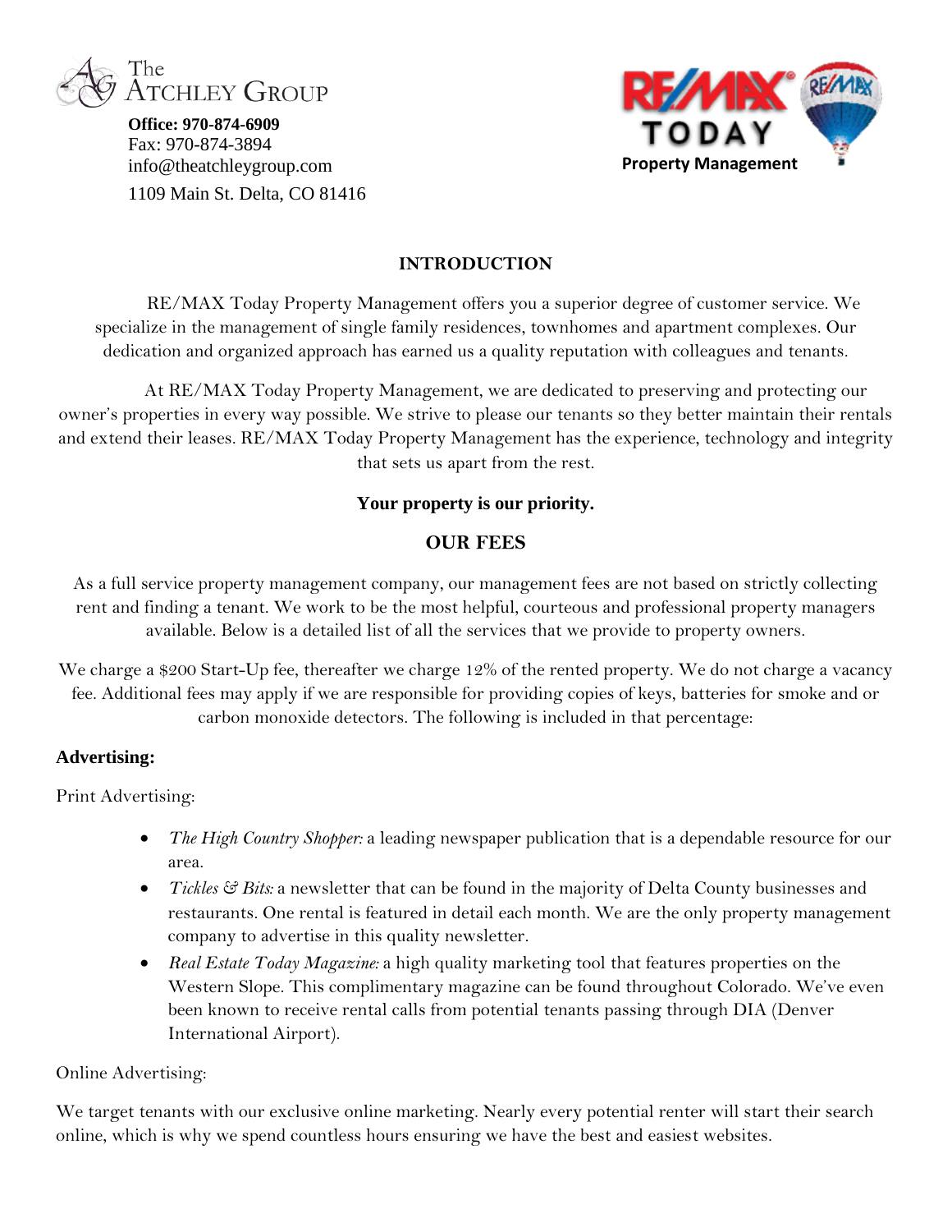The Atchley Group

**Office: 970-874-6909**
Fax: 970-874-3894
info@theatchleygroup.com
1109 Main St. Delta, CO 81416

RE/MAX TODAY
**Property Management**

## INTRODUCTION

RE/MAX Today Property Management offers you a superior degree of customer service. We specialize in the management of single family residences, townhomes and apartment complexes. Our dedication and organized approach has earned us a quality reputation with colleagues and tenants.

At RE/MAX Today Property Management, we are dedicated to preserving and protecting our owner's properties in every way possible. We strive to please our tenants so they better maintain their rentals and extend their leases. RE/MAX Today Property Management has the experience, technology and integrity that sets us apart from the rest.

**Your property is our priority.**

## OUR FEES

As a full service property management company, our management fees are not based on strictly collecting rent and finding a tenant. We work to be the most helpful, courteous and professional property managers available. Below is a detailed list of all the services that we provide to property owners.

We charge a $200 Start-Up fee, thereafter we charge 12% of the rented property. We do not charge a vacancy fee. Additional fees may apply if we are responsible for providing copies of keys, batteries for smoke and or carbon monoxide detectors. The following is included in that percentage:

### Advertising:

Print Advertising:

- *The High Country Shopper:* a leading newspaper publication that is a dependable resource for our area.
- *Tickles & Bits:* a newsletter that can be found in the majority of Delta County businesses and restaurants. One rental is featured in detail each month. We are the only property management company to advertise in this quality newsletter.
- *Real Estate Today Magazine:* a high quality marketing tool that features properties on the Western Slope. This complimentary magazine can be found throughout Colorado. We've even been known to receive rental calls from potential tenants passing through DIA (Denver International Airport).

Online Advertising:

We target tenants with our exclusive online marketing. Nearly every potential renter will start their search online, which is why we spend countless hours ensuring we have the best and easiest websites.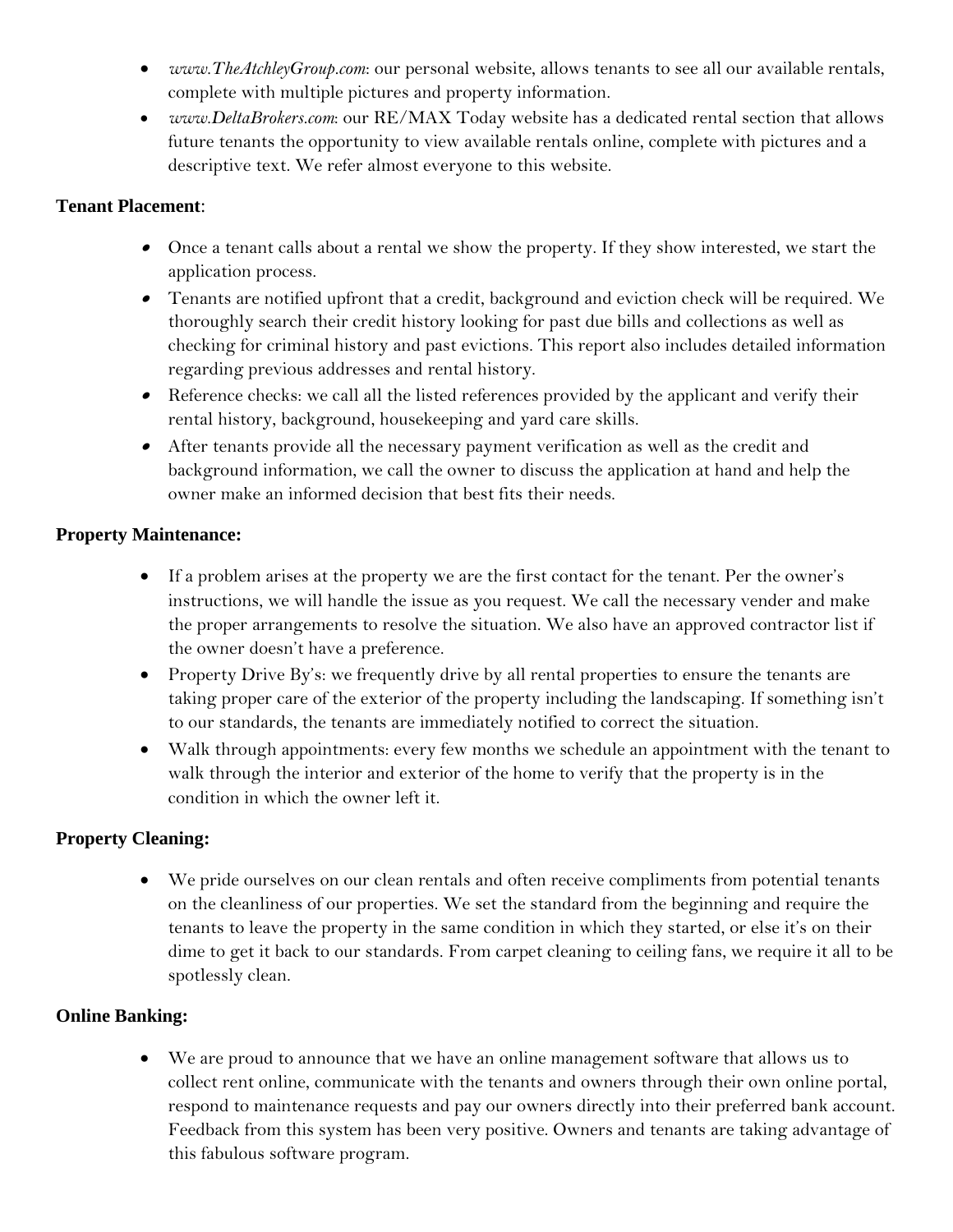- *www.TheAtchleyGroup.com*: our personal website, allows tenants to see all our available rentals, complete with multiple pictures and property information.
- *www.DeltaBrokers.com*: our RE/MAX Today website has a dedicated rental section that allows future tenants the opportunity to view available rentals online, complete with pictures and a descriptive text. We refer almost everyone to this website.

**Tenant Placement**:

- Once a tenant calls about a rental we show the property. If they show interested, we start the application process.
- Tenants are notified upfront that a credit, background and eviction check will be required. We thoroughly search their credit history looking for past due bills and collections as well as checking for criminal history and past evictions. This report also includes detailed information regarding previous addresses and rental history.
- Reference checks: we call all the listed references provided by the applicant and verify their rental history, background, housekeeping and yard care skills.
- After tenants provide all the necessary payment verification as well as the credit and background information, we call the owner to discuss the application at hand and help the owner make an informed decision that best fits their needs.

**Property Maintenance:**

- If a problem arises at the property we are the first contact for the tenant. Per the owner's instructions, we will handle the issue as you request. We call the necessary vender and make the proper arrangements to resolve the situation. We also have an approved contractor list if the owner doesn't have a preference.
- Property Drive By's: we frequently drive by all rental properties to ensure the tenants are taking proper care of the exterior of the property including the landscaping. If something isn't to our standards, the tenants are immediately notified to correct the situation.
- Walk through appointments: every few months we schedule an appointment with the tenant to walk through the interior and exterior of the home to verify that the property is in the condition in which the owner left it.

**Property Cleaning:**

- We pride ourselves on our clean rentals and often receive compliments from potential tenants on the cleanliness of our properties. We set the standard from the beginning and require the tenants to leave the property in the same condition in which they started, or else it's on their dime to get it back to our standards. From carpet cleaning to ceiling fans, we require it all to be spotlessly clean.

**Online Banking:**

- We are proud to announce that we have an online management software that allows us to collect rent online, communicate with the tenants and owners through their own online portal, respond to maintenance requests and pay our owners directly into their preferred bank account. Feedback from this system has been very positive. Owners and tenants are taking advantage of this fabulous software program.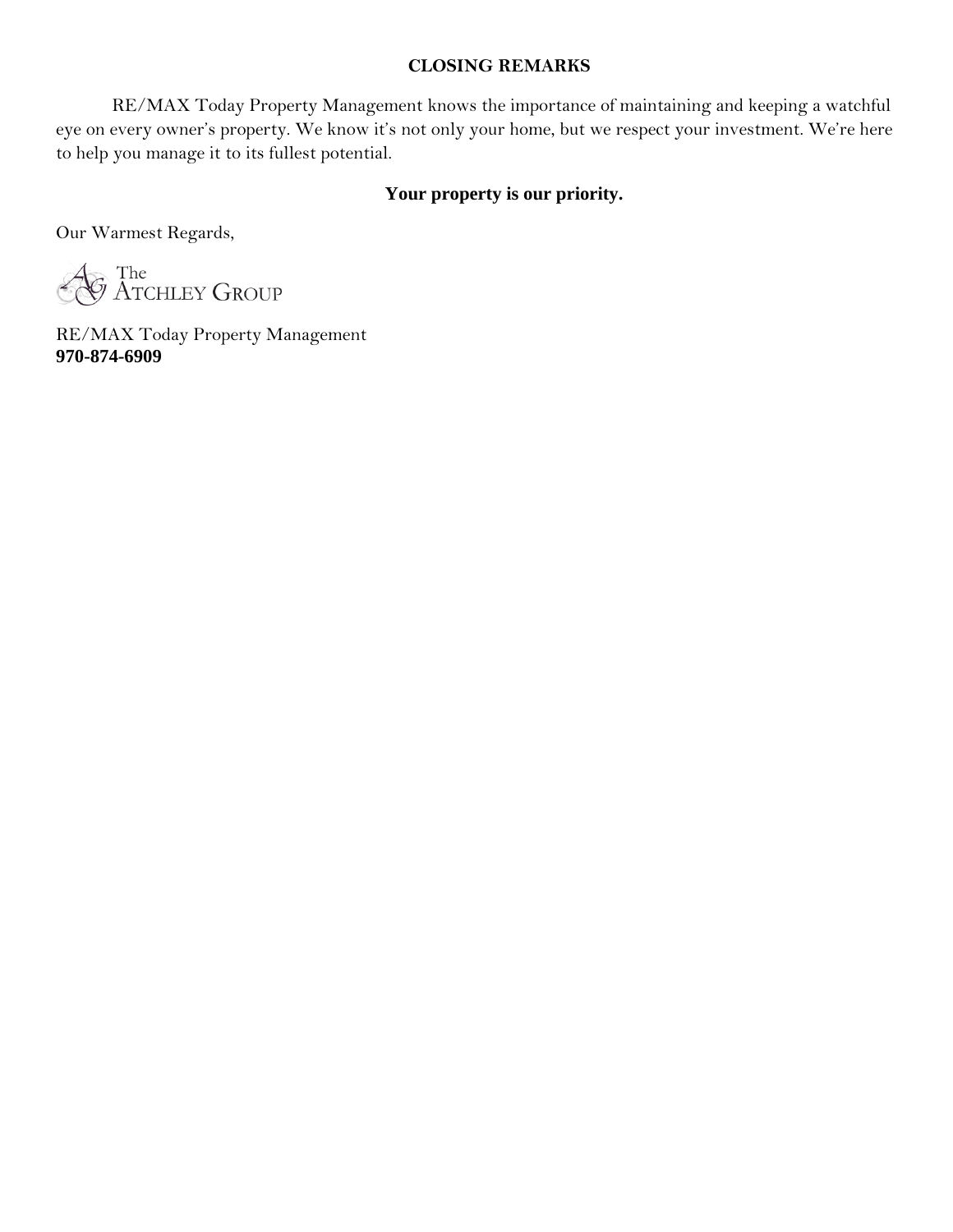## CLOSING REMARKS

RE/MAX Today Property Management knows the importance of maintaining and keeping a watchful eye on every owner's property. We know it's not only your home, but we respect your investment. We're here to help you manage it to its fullest potential.

**Your property is our priority.**

Our Warmest Regards,

The Atchley Group

RE/MAX Today Property Management
**970-874-6909**